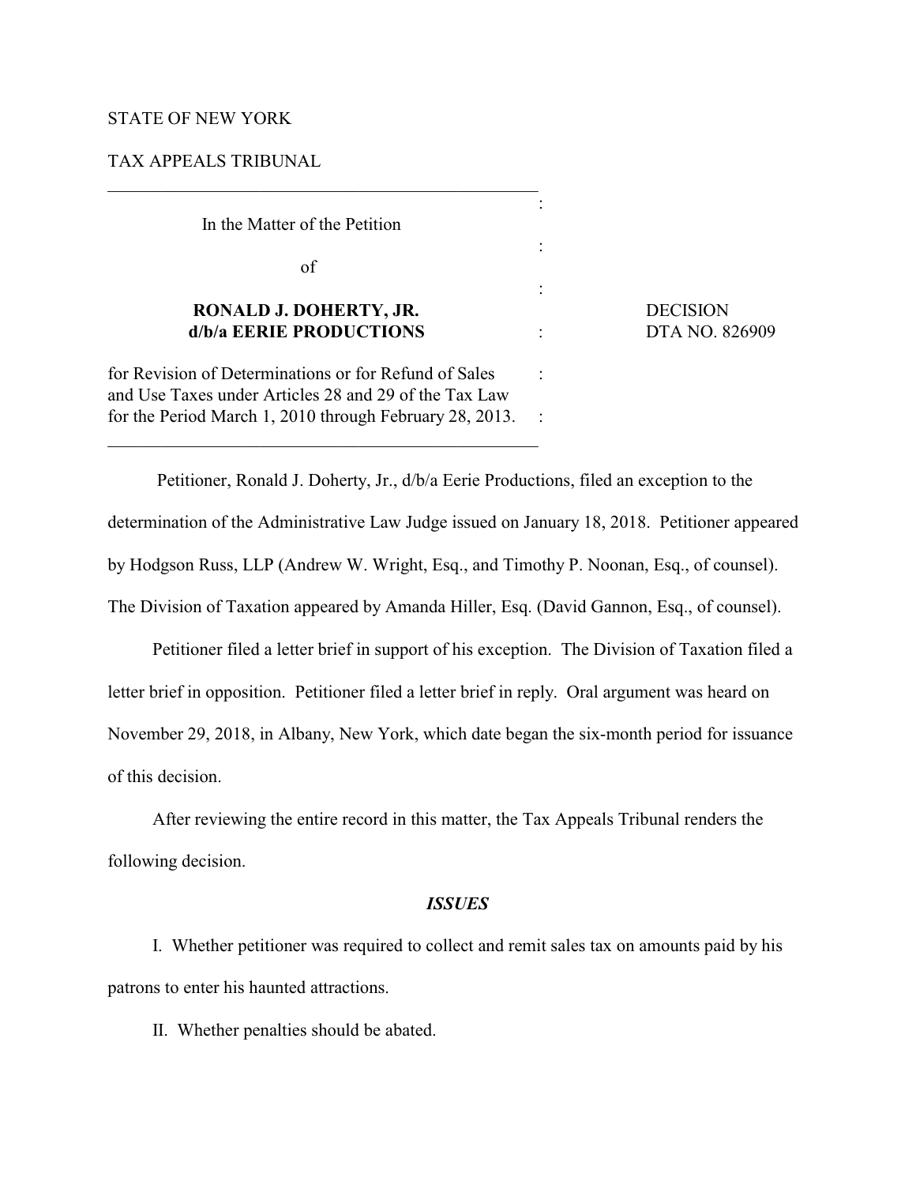STATE OF NEW YORK

TAX APPEALS TRIBUNAL

| | |
|---|---|
| In the Matter of the Petition<br><br>of<br><br>**RONALD J. DOHERTY, JR.<br>d/b/a EERIE PRODUCTIONS**<br><br>for Revision of Determinations or for Refund of Sales and Use Taxes under Articles 28 and 29 of the Tax Law for the Period March 1, 2010 through February 28, 2013. | DECISION<br>DTA NO. 826909 |

Petitioner, Ronald J. Doherty, Jr., d/b/a Eerie Productions, filed an exception to the determination of the Administrative Law Judge issued on January 18, 2018. Petitioner appeared by Hodgson Russ, LLP (Andrew W. Wright, Esq., and Timothy P. Noonan, Esq., of counsel). The Division of Taxation appeared by Amanda Hiller, Esq. (David Gannon, Esq., of counsel).

Petitioner filed a letter brief in support of his exception. The Division of Taxation filed a letter brief in opposition. Petitioner filed a letter brief in reply. Oral argument was heard on November 29, 2018, in Albany, New York, which date began the six-month period for issuance of this decision.

After reviewing the entire record in this matter, the Tax Appeals Tribunal renders the following decision.

### *ISSUES*

I. Whether petitioner was required to collect and remit sales tax on amounts paid by his patrons to enter his haunted attractions.

II. Whether penalties should be abated.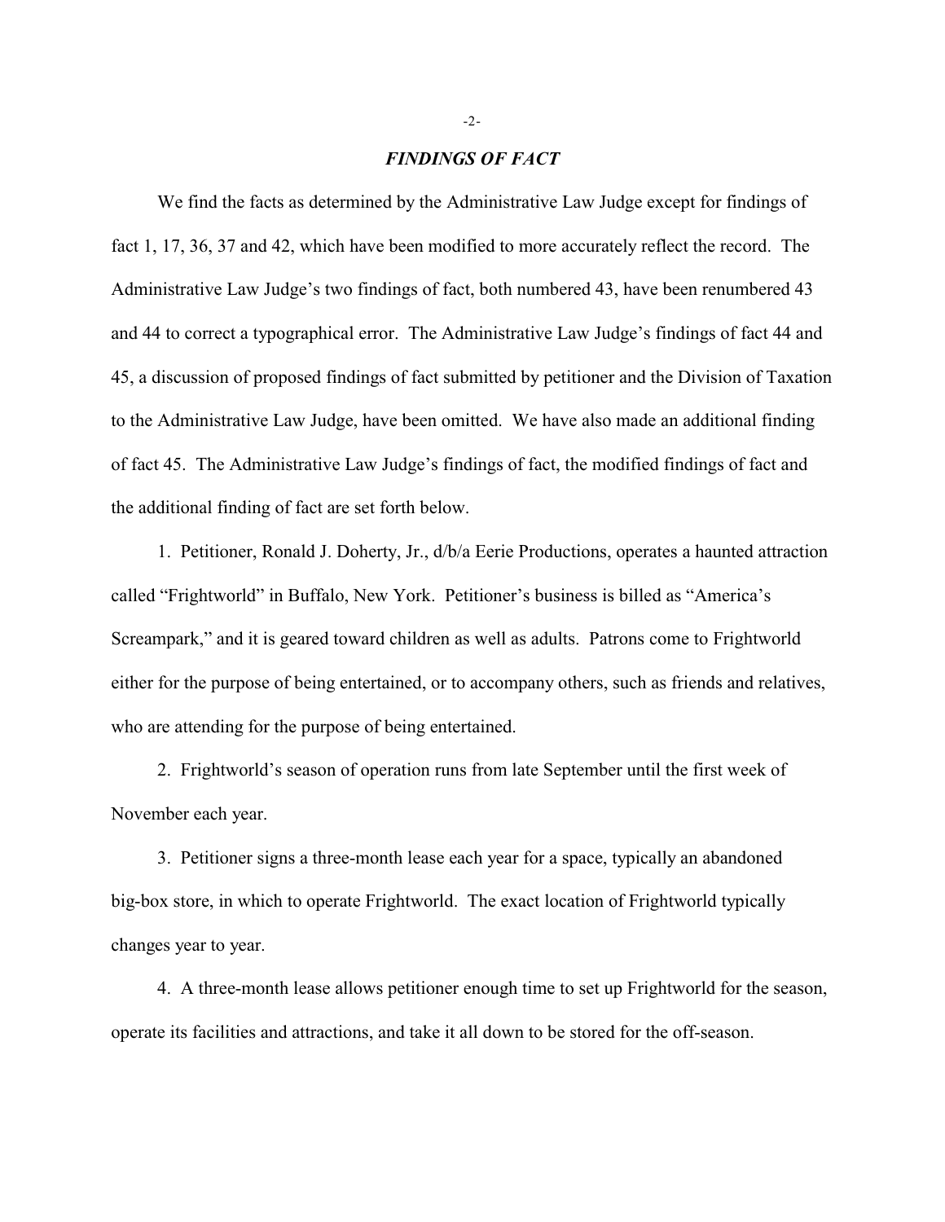### *FINDINGS OF FACT*

We find the facts as determined by the Administrative Law Judge except for findings of fact 1, 17, 36, 37 and 42, which have been modified to more accurately reflect the record. The Administrative Law Judge's two findings of fact, both numbered 43, have been renumbered 43 and 44 to correct a typographical error. The Administrative Law Judge's findings of fact 44 and 45, a discussion of proposed findings of fact submitted by petitioner and the Division of Taxation to the Administrative Law Judge, have been omitted. We have also made an additional finding of fact 45. The Administrative Law Judge's findings of fact, the modified findings of fact and the additional finding of fact are set forth below.

1. Petitioner, Ronald J. Doherty, Jr., d/b/a Eerie Productions, operates a haunted attraction called "Frightworld" in Buffalo, New York. Petitioner's business is billed as "America's Screampark," and it is geared toward children as well as adults. Patrons come to Frightworld either for the purpose of being entertained, or to accompany others, such as friends and relatives, who are attending for the purpose of being entertained.

2. Frightworld's season of operation runs from late September until the first week of November each year.

3. Petitioner signs a three-month lease each year for a space, typically an abandoned big-box store, in which to operate Frightworld. The exact location of Frightworld typically changes year to year.

4. A three-month lease allows petitioner enough time to set up Frightworld for the season, operate its facilities and attractions, and take it all down to be stored for the off-season.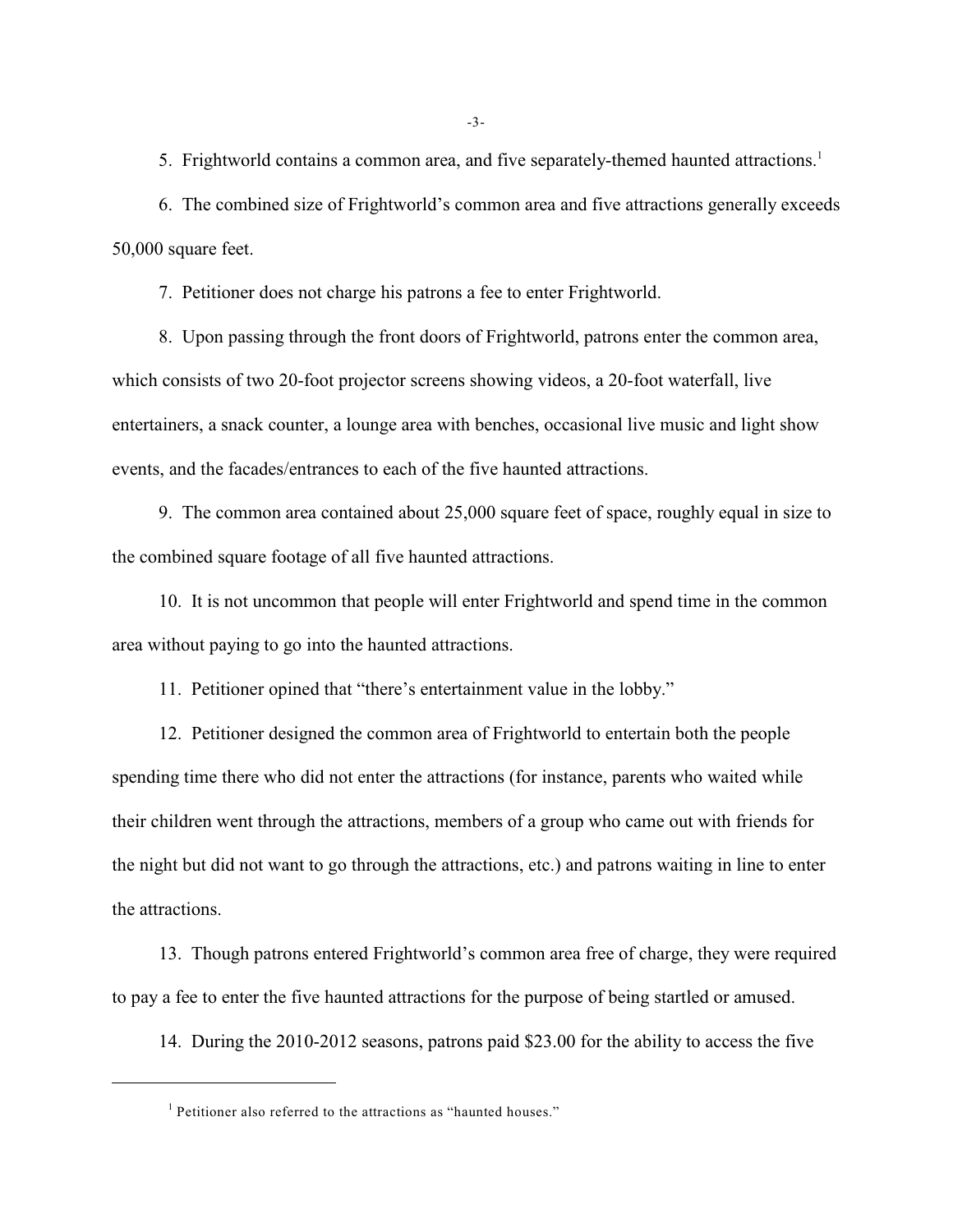5. Frightworld contains a common area, and five separately-themed haunted attractions.[1]

6. The combined size of Frightworld's common area and five attractions generally exceeds 50,000 square feet.

7. Petitioner does not charge his patrons a fee to enter Frightworld.

8. Upon passing through the front doors of Frightworld, patrons enter the common area, which consists of two 20-foot projector screens showing videos, a 20-foot waterfall, live entertainers, a snack counter, a lounge area with benches, occasional live music and light show events, and the facades/entrances to each of the five haunted attractions.

9. The common area contained about 25,000 square feet of space, roughly equal in size to the combined square footage of all five haunted attractions.

10. It is not uncommon that people will enter Frightworld and spend time in the common area without paying to go into the haunted attractions.

11. Petitioner opined that "there's entertainment value in the lobby."

12. Petitioner designed the common area of Frightworld to entertain both the people spending time there who did not enter the attractions (for instance, parents who waited while their children went through the attractions, members of a group who came out with friends for the night but did not want to go through the attractions, etc.) and patrons waiting in line to enter the attractions.

13. Though patrons entered Frightworld's common area free of charge, they were required to pay a fee to enter the five haunted attractions for the purpose of being startled or amused.

14. During the 2010-2012 seasons, patrons paid $23.00 for the ability to access the five

[1] Petitioner also referred to the attractions as "haunted houses."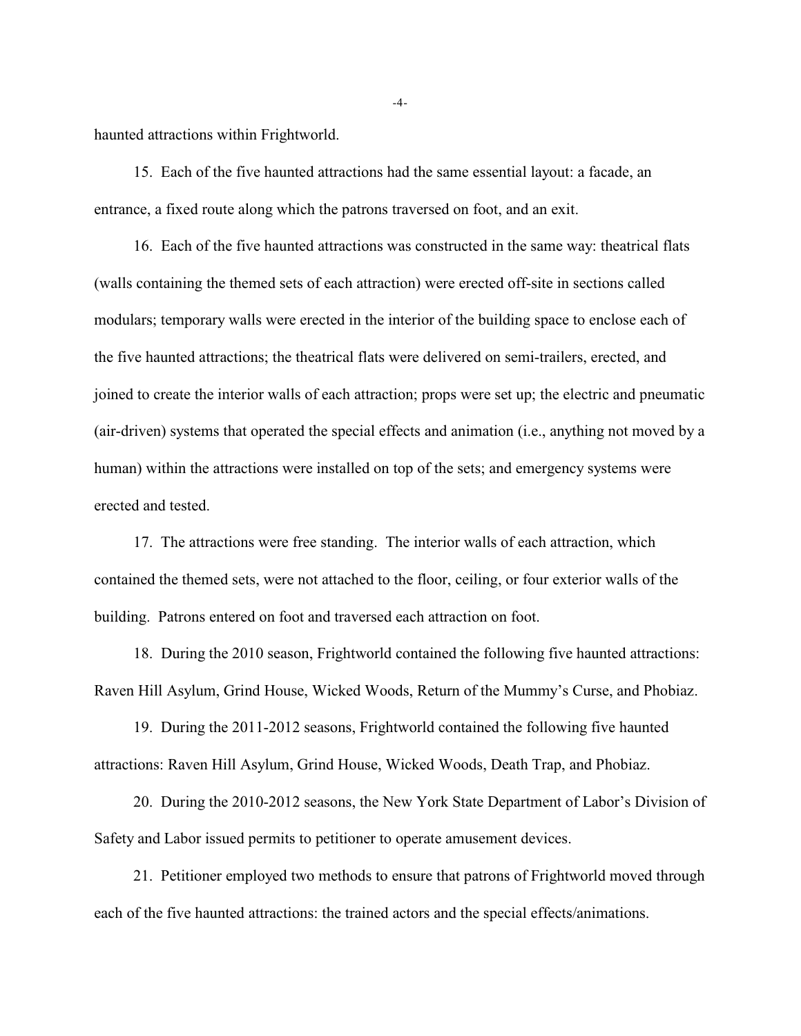haunted attractions within Frightworld.

15. Each of the five haunted attractions had the same essential layout: a facade, an entrance, a fixed route along which the patrons traversed on foot, and an exit.

16. Each of the five haunted attractions was constructed in the same way: theatrical flats (walls containing the themed sets of each attraction) were erected off-site in sections called modulars; temporary walls were erected in the interior of the building space to enclose each of the five haunted attractions; the theatrical flats were delivered on semi-trailers, erected, and joined to create the interior walls of each attraction; props were set up; the electric and pneumatic (air-driven) systems that operated the special effects and animation (i.e., anything not moved by a human) within the attractions were installed on top of the sets; and emergency systems were erected and tested.

17. The attractions were free standing. The interior walls of each attraction, which contained the themed sets, were not attached to the floor, ceiling, or four exterior walls of the building. Patrons entered on foot and traversed each attraction on foot.

18. During the 2010 season, Frightworld contained the following five haunted attractions: Raven Hill Asylum, Grind House, Wicked Woods, Return of the Mummy's Curse, and Phobiaz.

19. During the 2011-2012 seasons, Frightworld contained the following five haunted attractions: Raven Hill Asylum, Grind House, Wicked Woods, Death Trap, and Phobiaz.

20. During the 2010-2012 seasons, the New York State Department of Labor's Division of Safety and Labor issued permits to petitioner to operate amusement devices.

21. Petitioner employed two methods to ensure that patrons of Frightworld moved through each of the five haunted attractions: the trained actors and the special effects/animations.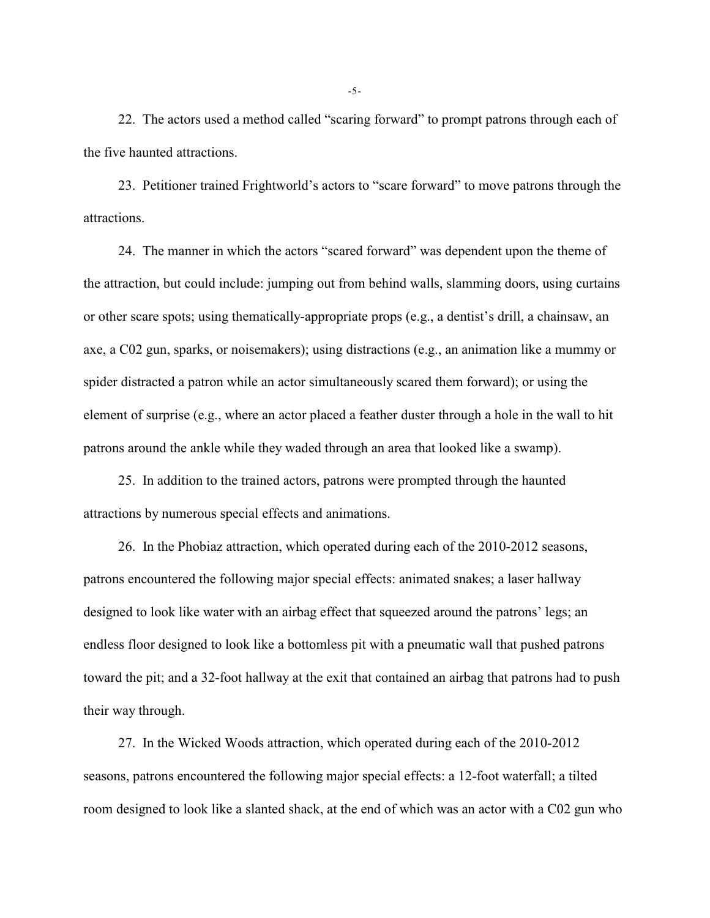22. The actors used a method called "scaring forward" to prompt patrons through each of the five haunted attractions.

23. Petitioner trained Frightworld's actors to "scare forward" to move patrons through the attractions.

24. The manner in which the actors "scared forward" was dependent upon the theme of the attraction, but could include: jumping out from behind walls, slamming doors, using curtains or other scare spots; using thematically-appropriate props (e.g., a dentist's drill, a chainsaw, an axe, a C02 gun, sparks, or noisemakers); using distractions (e.g., an animation like a mummy or spider distracted a patron while an actor simultaneously scared them forward); or using the element of surprise (e.g., where an actor placed a feather duster through a hole in the wall to hit patrons around the ankle while they waded through an area that looked like a swamp).

25. In addition to the trained actors, patrons were prompted through the haunted attractions by numerous special effects and animations.

26. In the Phobiaz attraction, which operated during each of the 2010-2012 seasons, patrons encountered the following major special effects: animated snakes; a laser hallway designed to look like water with an airbag effect that squeezed around the patrons' legs; an endless floor designed to look like a bottomless pit with a pneumatic wall that pushed patrons toward the pit; and a 32-foot hallway at the exit that contained an airbag that patrons had to push their way through.

27. In the Wicked Woods attraction, which operated during each of the 2010-2012 seasons, patrons encountered the following major special effects: a 12-foot waterfall; a tilted room designed to look like a slanted shack, at the end of which was an actor with a C02 gun who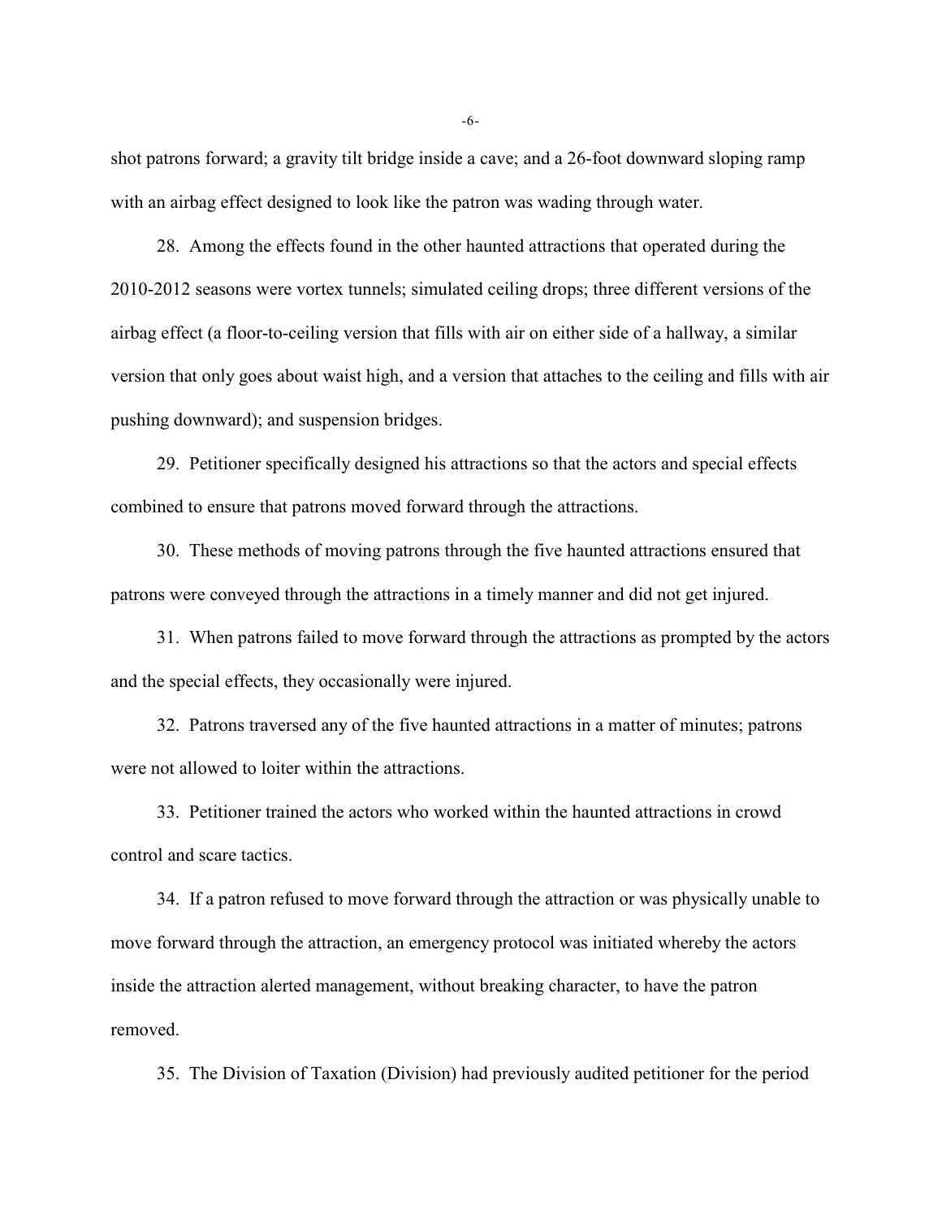shot patrons forward; a gravity tilt bridge inside a cave; and a 26-foot downward sloping ramp with an airbag effect designed to look like the patron was wading through water.

28. Among the effects found in the other haunted attractions that operated during the 2010-2012 seasons were vortex tunnels; simulated ceiling drops; three different versions of the airbag effect (a floor-to-ceiling version that fills with air on either side of a hallway, a similar version that only goes about waist high, and a version that attaches to the ceiling and fills with air pushing downward); and suspension bridges.

29. Petitioner specifically designed his attractions so that the actors and special effects combined to ensure that patrons moved forward through the attractions.

30. These methods of moving patrons through the five haunted attractions ensured that patrons were conveyed through the attractions in a timely manner and did not get injured.

31. When patrons failed to move forward through the attractions as prompted by the actors and the special effects, they occasionally were injured.

32. Patrons traversed any of the five haunted attractions in a matter of minutes; patrons were not allowed to loiter within the attractions.

33. Petitioner trained the actors who worked within the haunted attractions in crowd control and scare tactics.

34. If a patron refused to move forward through the attraction or was physically unable to move forward through the attraction, an emergency protocol was initiated whereby the actors inside the attraction alerted management, without breaking character, to have the patron removed.

35. The Division of Taxation (Division) had previously audited petitioner for the period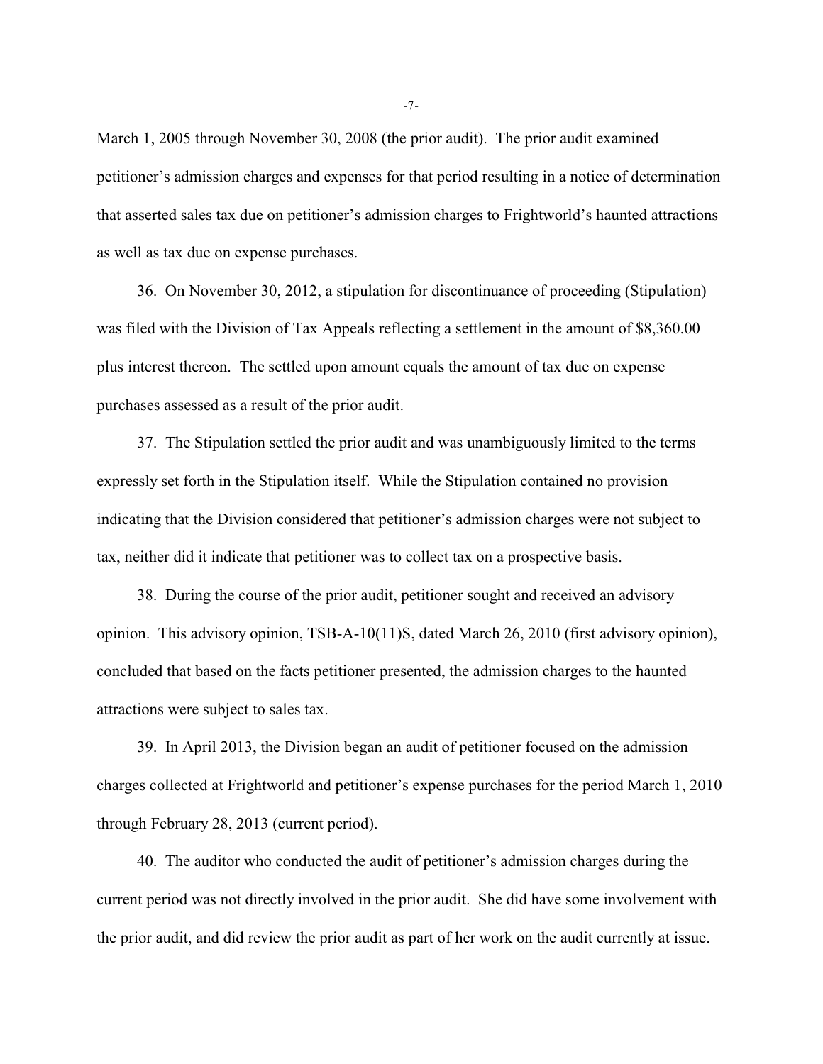March 1, 2005 through November 30, 2008 (the prior audit). The prior audit examined petitioner's admission charges and expenses for that period resulting in a notice of determination that asserted sales tax due on petitioner's admission charges to Frightworld's haunted attractions as well as tax due on expense purchases.

36. On November 30, 2012, a stipulation for discontinuance of proceeding (Stipulation) was filed with the Division of Tax Appeals reflecting a settlement in the amount of $8,360.00 plus interest thereon. The settled upon amount equals the amount of tax due on expense purchases assessed as a result of the prior audit.

37. The Stipulation settled the prior audit and was unambiguously limited to the terms expressly set forth in the Stipulation itself. While the Stipulation contained no provision indicating that the Division considered that petitioner's admission charges were not subject to tax, neither did it indicate that petitioner was to collect tax on a prospective basis.

38. During the course of the prior audit, petitioner sought and received an advisory opinion. This advisory opinion, TSB-A-10(11)S, dated March 26, 2010 (first advisory opinion), concluded that based on the facts petitioner presented, the admission charges to the haunted attractions were subject to sales tax.

39. In April 2013, the Division began an audit of petitioner focused on the admission charges collected at Frightworld and petitioner's expense purchases for the period March 1, 2010 through February 28, 2013 (current period).

40. The auditor who conducted the audit of petitioner's admission charges during the current period was not directly involved in the prior audit. She did have some involvement with the prior audit, and did review the prior audit as part of her work on the audit currently at issue.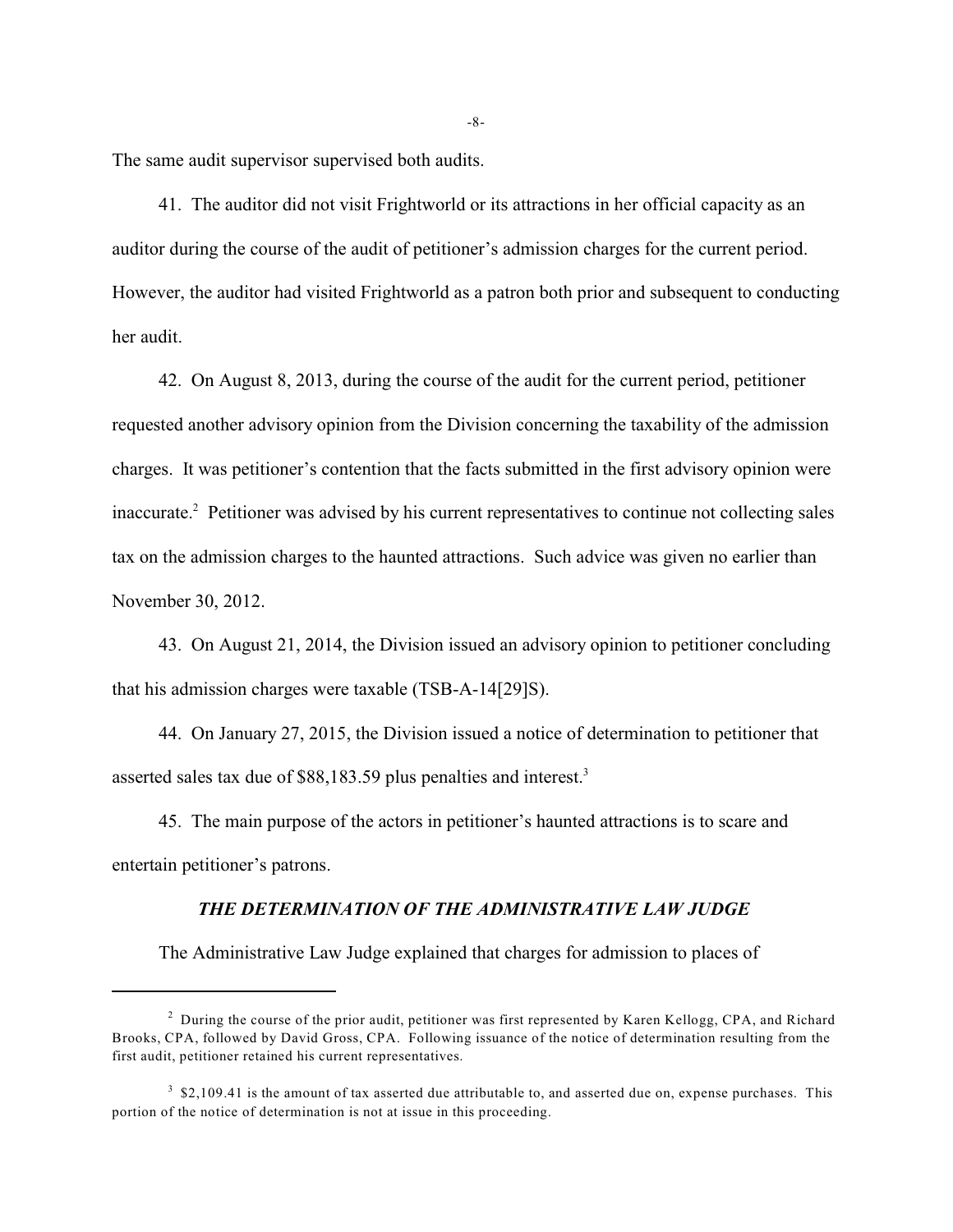The same audit supervisor supervised both audits.

41. The auditor did not visit Frightworld or its attractions in her official capacity as an auditor during the course of the audit of petitioner's admission charges for the current period. However, the auditor had visited Frightworld as a patron both prior and subsequent to conducting her audit.

42. On August 8, 2013, during the course of the audit for the current period, petitioner requested another advisory opinion from the Division concerning the taxability of the admission charges. It was petitioner's contention that the facts submitted in the first advisory opinion were inaccurate.[2] Petitioner was advised by his current representatives to continue not collecting sales tax on the admission charges to the haunted attractions. Such advice was given no earlier than November 30, 2012.

43. On August 21, 2014, the Division issued an advisory opinion to petitioner concluding that his admission charges were taxable (TSB-A-14[29]S).

44. On January 27, 2015, the Division issued a notice of determination to petitioner that asserted sales tax due of $88,183.59 plus penalties and interest.[3]

45. The main purpose of the actors in petitioner's haunted attractions is to scare and entertain petitioner's patrons.

### *THE DETERMINATION OF THE ADMINISTRATIVE LAW JUDGE*

The Administrative Law Judge explained that charges for admission to places of

---

[2] During the course of the prior audit, petitioner was first represented by Karen Kellogg, CPA, and Richard Brooks, CPA, followed by David Gross, CPA. Following issuance of the notice of determination resulting from the first audit, petitioner retained his current representatives.

[3] $2,109.41 is the amount of tax asserted due attributable to, and asserted due on, expense purchases. This portion of the notice of determination is not at issue in this proceeding.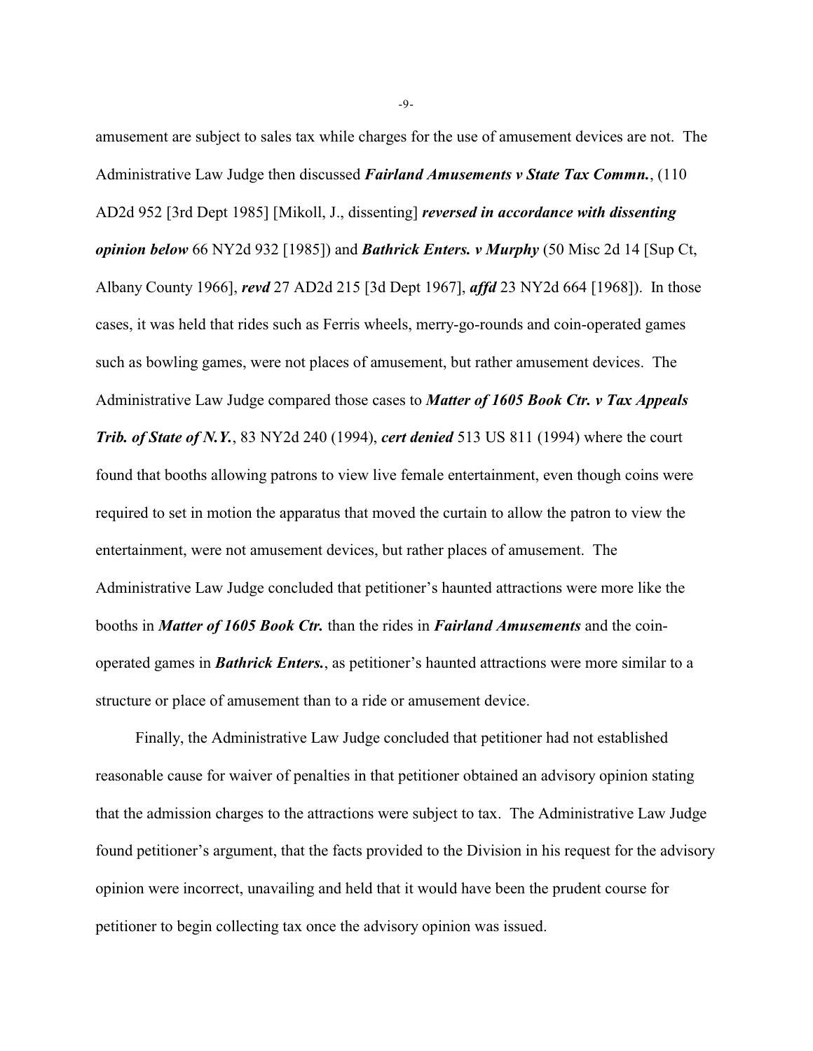amusement are subject to sales tax while charges for the use of amusement devices are not. The Administrative Law Judge then discussed ***Fairland Amusements v State Tax Commn.***, (110 AD2d 952 [3rd Dept 1985] [Mikoll, J., dissenting] ***reversed in accordance with dissenting opinion below*** 66 NY2d 932 [1985]) and ***Bathrick Enters. v Murphy*** (50 Misc 2d 14 [Sup Ct, Albany County 1966], ***revd*** 27 AD2d 215 [3d Dept 1967], ***affd*** 23 NY2d 664 [1968]). In those cases, it was held that rides such as Ferris wheels, merry-go-rounds and coin-operated games such as bowling games, were not places of amusement, but rather amusement devices. The Administrative Law Judge compared those cases to ***Matter of 1605 Book Ctr. v Tax Appeals Trib. of State of N.Y.***, 83 NY2d 240 (1994), ***cert denied*** 513 US 811 (1994) where the court found that booths allowing patrons to view live female entertainment, even though coins were required to set in motion the apparatus that moved the curtain to allow the patron to view the entertainment, were not amusement devices, but rather places of amusement. The Administrative Law Judge concluded that petitioner's haunted attractions were more like the booths in ***Matter of 1605 Book Ctr.*** than the rides in ***Fairland Amusements*** and the coin-operated games in ***Bathrick Enters.***, as petitioner's haunted attractions were more similar to a structure or place of amusement than to a ride or amusement device.

Finally, the Administrative Law Judge concluded that petitioner had not established reasonable cause for waiver of penalties in that petitioner obtained an advisory opinion stating that the admission charges to the attractions were subject to tax. The Administrative Law Judge found petitioner's argument, that the facts provided to the Division in his request for the advisory opinion were incorrect, unavailing and held that it would have been the prudent course for petitioner to begin collecting tax once the advisory opinion was issued.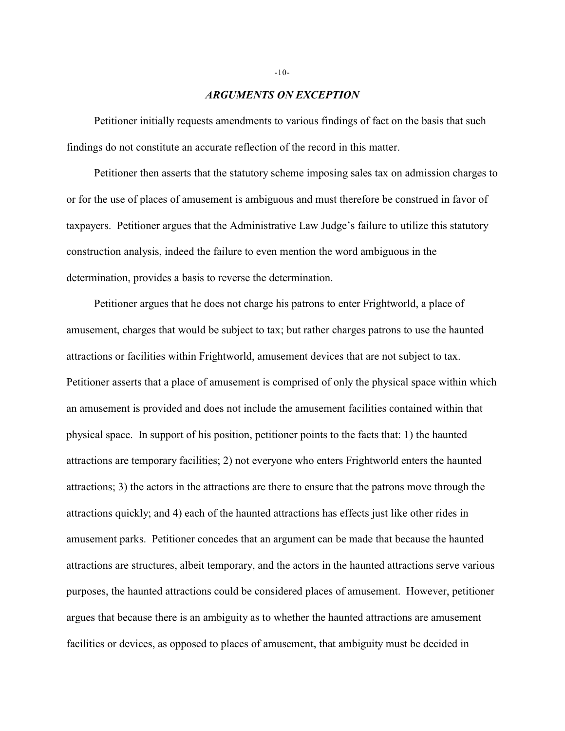## *ARGUMENTS ON EXCEPTION*

Petitioner initially requests amendments to various findings of fact on the basis that such findings do not constitute an accurate reflection of the record in this matter.

Petitioner then asserts that the statutory scheme imposing sales tax on admission charges to or for the use of places of amusement is ambiguous and must therefore be construed in favor of taxpayers. Petitioner argues that the Administrative Law Judge's failure to utilize this statutory construction analysis, indeed the failure to even mention the word ambiguous in the determination, provides a basis to reverse the determination.

Petitioner argues that he does not charge his patrons to enter Frightworld, a place of amusement, charges that would be subject to tax; but rather charges patrons to use the haunted attractions or facilities within Frightworld, amusement devices that are not subject to tax. Petitioner asserts that a place of amusement is comprised of only the physical space within which an amusement is provided and does not include the amusement facilities contained within that physical space. In support of his position, petitioner points to the facts that: 1) the haunted attractions are temporary facilities; 2) not everyone who enters Frightworld enters the haunted attractions; 3) the actors in the attractions are there to ensure that the patrons move through the attractions quickly; and 4) each of the haunted attractions has effects just like other rides in amusement parks. Petitioner concedes that an argument can be made that because the haunted attractions are structures, albeit temporary, and the actors in the haunted attractions serve various purposes, the haunted attractions could be considered places of amusement. However, petitioner argues that because there is an ambiguity as to whether the haunted attractions are amusement facilities or devices, as opposed to places of amusement, that ambiguity must be decided in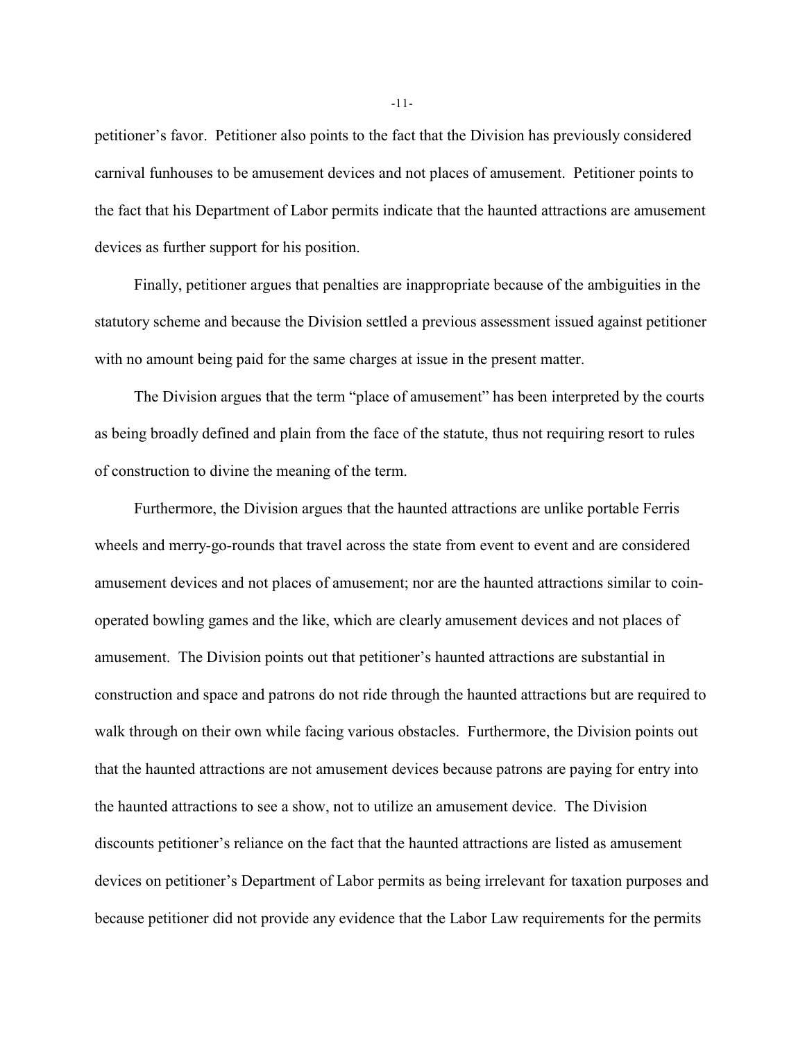petitioner's favor. Petitioner also points to the fact that the Division has previously considered carnival funhouses to be amusement devices and not places of amusement. Petitioner points to the fact that his Department of Labor permits indicate that the haunted attractions are amusement devices as further support for his position.

Finally, petitioner argues that penalties are inappropriate because of the ambiguities in the statutory scheme and because the Division settled a previous assessment issued against petitioner with no amount being paid for the same charges at issue in the present matter.

The Division argues that the term "place of amusement" has been interpreted by the courts as being broadly defined and plain from the face of the statute, thus not requiring resort to rules of construction to divine the meaning of the term.

Furthermore, the Division argues that the haunted attractions are unlike portable Ferris wheels and merry-go-rounds that travel across the state from event to event and are considered amusement devices and not places of amusement; nor are the haunted attractions similar to coin-operated bowling games and the like, which are clearly amusement devices and not places of amusement. The Division points out that petitioner's haunted attractions are substantial in construction and space and patrons do not ride through the haunted attractions but are required to walk through on their own while facing various obstacles. Furthermore, the Division points out that the haunted attractions are not amusement devices because patrons are paying for entry into the haunted attractions to see a show, not to utilize an amusement device. The Division discounts petitioner's reliance on the fact that the haunted attractions are listed as amusement devices on petitioner's Department of Labor permits as being irrelevant for taxation purposes and because petitioner did not provide any evidence that the Labor Law requirements for the permits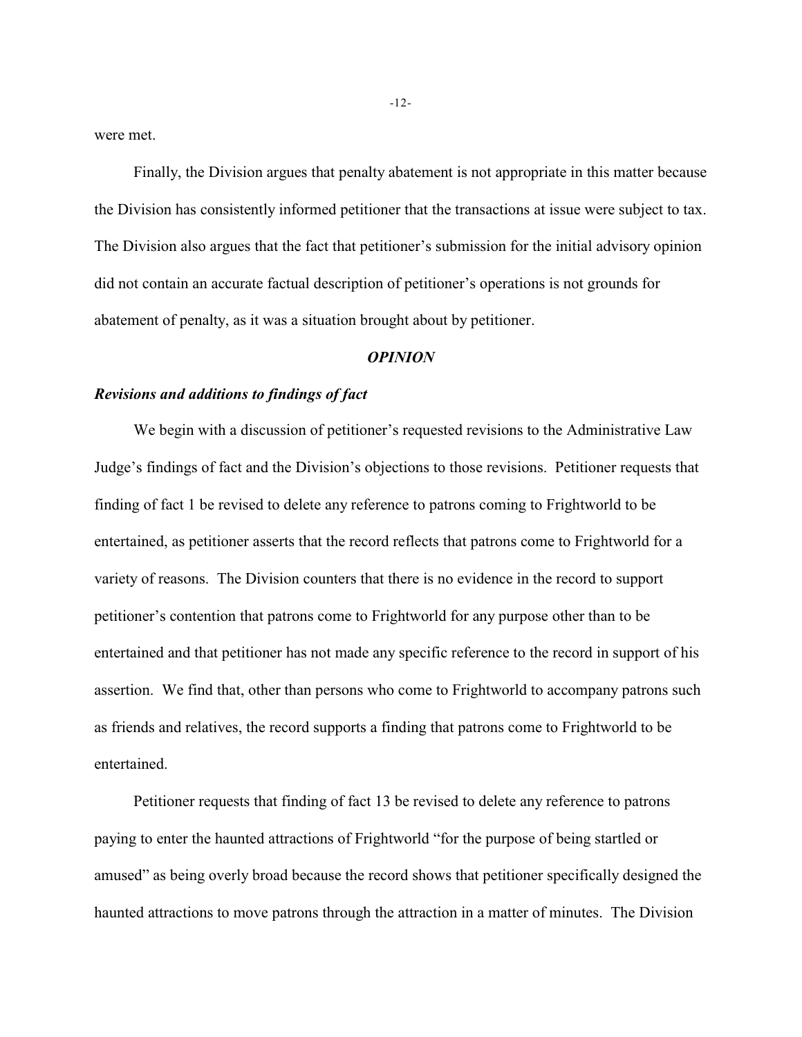were met.

Finally, the Division argues that penalty abatement is not appropriate in this matter because the Division has consistently informed petitioner that the transactions at issue were subject to tax. The Division also argues that the fact that petitioner's submission for the initial advisory opinion did not contain an accurate factual description of petitioner's operations is not grounds for abatement of penalty, as it was a situation brought about by petitioner.

### *OPINION*

#### *Revisions and additions to findings of fact*

We begin with a discussion of petitioner's requested revisions to the Administrative Law Judge's findings of fact and the Division's objections to those revisions. Petitioner requests that finding of fact 1 be revised to delete any reference to patrons coming to Frightworld to be entertained, as petitioner asserts that the record reflects that patrons come to Frightworld for a variety of reasons. The Division counters that there is no evidence in the record to support petitioner's contention that patrons come to Frightworld for any purpose other than to be entertained and that petitioner has not made any specific reference to the record in support of his assertion. We find that, other than persons who come to Frightworld to accompany patrons such as friends and relatives, the record supports a finding that patrons come to Frightworld to be entertained.

Petitioner requests that finding of fact 13 be revised to delete any reference to patrons paying to enter the haunted attractions of Frightworld "for the purpose of being startled or amused" as being overly broad because the record shows that petitioner specifically designed the haunted attractions to move patrons through the attraction in a matter of minutes. The Division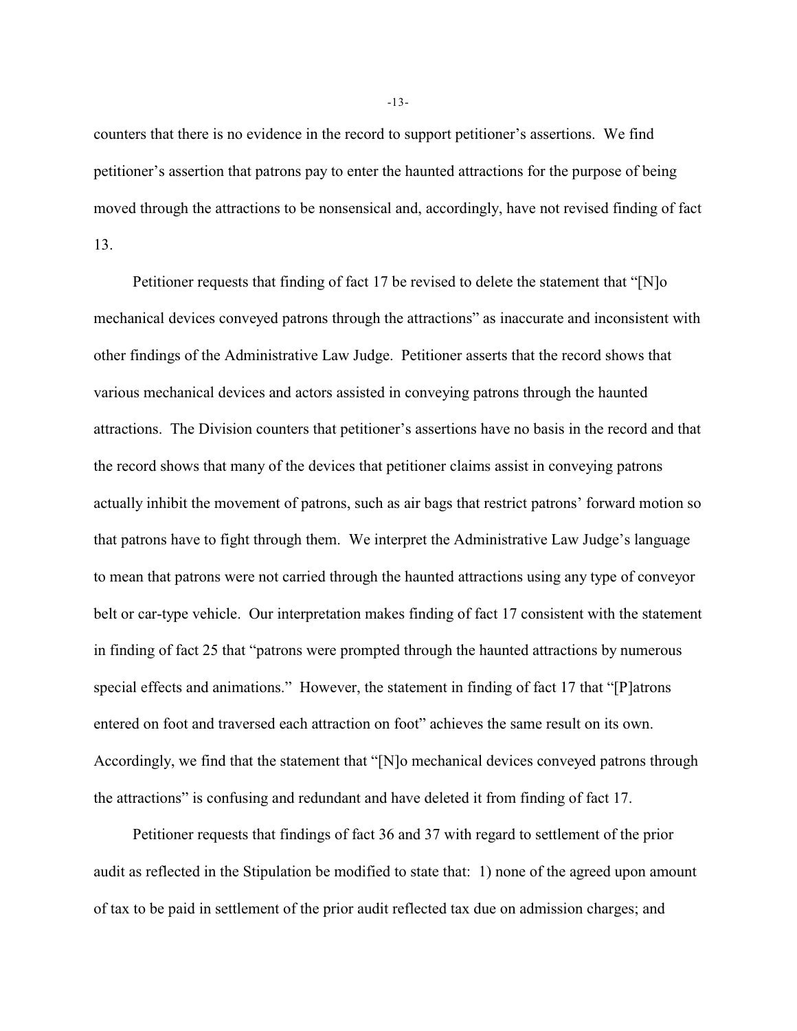counters that there is no evidence in the record to support petitioner's assertions. We find petitioner's assertion that patrons pay to enter the haunted attractions for the purpose of being moved through the attractions to be nonsensical and, accordingly, have not revised finding of fact 13.

Petitioner requests that finding of fact 17 be revised to delete the statement that "[N]o mechanical devices conveyed patrons through the attractions" as inaccurate and inconsistent with other findings of the Administrative Law Judge. Petitioner asserts that the record shows that various mechanical devices and actors assisted in conveying patrons through the haunted attractions. The Division counters that petitioner's assertions have no basis in the record and that the record shows that many of the devices that petitioner claims assist in conveying patrons actually inhibit the movement of patrons, such as air bags that restrict patrons' forward motion so that patrons have to fight through them. We interpret the Administrative Law Judge's language to mean that patrons were not carried through the haunted attractions using any type of conveyor belt or car-type vehicle. Our interpretation makes finding of fact 17 consistent with the statement in finding of fact 25 that "patrons were prompted through the haunted attractions by numerous special effects and animations." However, the statement in finding of fact 17 that "[P]atrons entered on foot and traversed each attraction on foot" achieves the same result on its own. Accordingly, we find that the statement that "[N]o mechanical devices conveyed patrons through the attractions" is confusing and redundant and have deleted it from finding of fact 17.

Petitioner requests that findings of fact 36 and 37 with regard to settlement of the prior audit as reflected in the Stipulation be modified to state that: 1) none of the agreed upon amount of tax to be paid in settlement of the prior audit reflected tax due on admission charges; and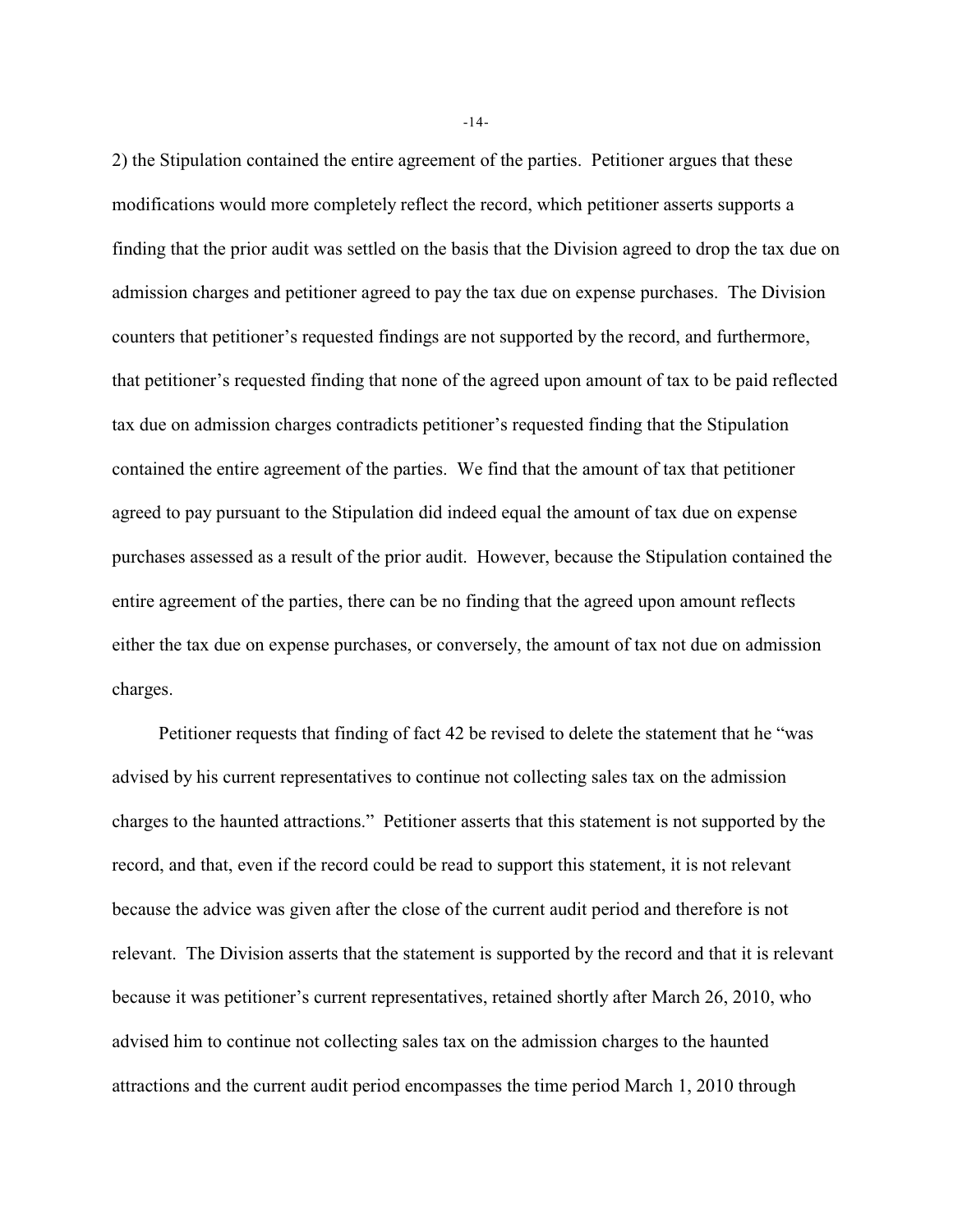2) the Stipulation contained the entire agreement of the parties. Petitioner argues that these modifications would more completely reflect the record, which petitioner asserts supports a finding that the prior audit was settled on the basis that the Division agreed to drop the tax due on admission charges and petitioner agreed to pay the tax due on expense purchases. The Division counters that petitioner's requested findings are not supported by the record, and furthermore, that petitioner's requested finding that none of the agreed upon amount of tax to be paid reflected tax due on admission charges contradicts petitioner's requested finding that the Stipulation contained the entire agreement of the parties. We find that the amount of tax that petitioner agreed to pay pursuant to the Stipulation did indeed equal the amount of tax due on expense purchases assessed as a result of the prior audit. However, because the Stipulation contained the entire agreement of the parties, there can be no finding that the agreed upon amount reflects either the tax due on expense purchases, or conversely, the amount of tax not due on admission charges.

Petitioner requests that finding of fact 42 be revised to delete the statement that he "was advised by his current representatives to continue not collecting sales tax on the admission charges to the haunted attractions." Petitioner asserts that this statement is not supported by the record, and that, even if the record could be read to support this statement, it is not relevant because the advice was given after the close of the current audit period and therefore is not relevant. The Division asserts that the statement is supported by the record and that it is relevant because it was petitioner's current representatives, retained shortly after March 26, 2010, who advised him to continue not collecting sales tax on the admission charges to the haunted attractions and the current audit period encompasses the time period March 1, 2010 through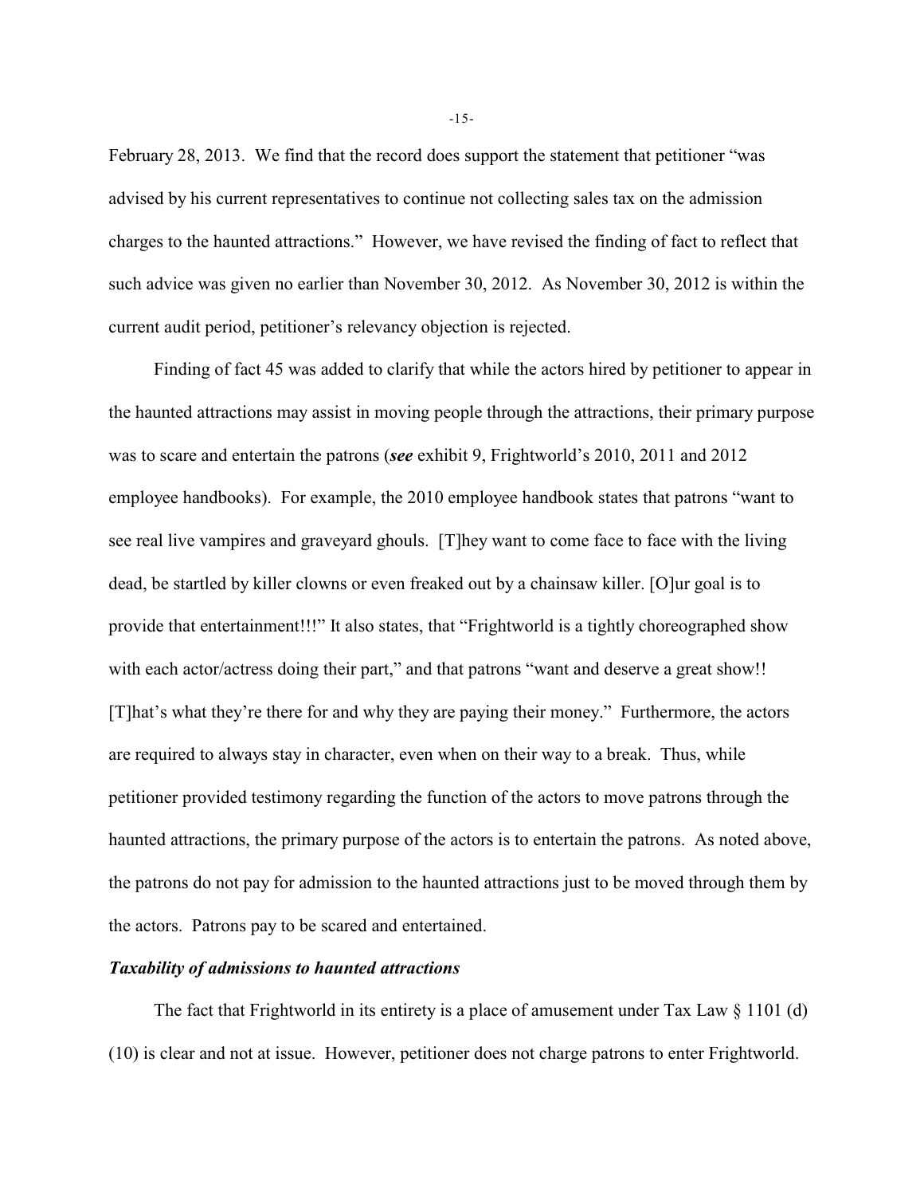February 28, 2013. We find that the record does support the statement that petitioner "was advised by his current representatives to continue not collecting sales tax on the admission charges to the haunted attractions." However, we have revised the finding of fact to reflect that such advice was given no earlier than November 30, 2012. As November 30, 2012 is within the current audit period, petitioner's relevancy objection is rejected.

Finding of fact 45 was added to clarify that while the actors hired by petitioner to appear in the haunted attractions may assist in moving people through the attractions, their primary purpose was to scare and entertain the patrons (***see*** exhibit 9, Frightworld's 2010, 2011 and 2012 employee handbooks). For example, the 2010 employee handbook states that patrons "want to see real live vampires and graveyard ghouls. [T]hey want to come face to face with the living dead, be startled by killer clowns or even freaked out by a chainsaw killer. [O]ur goal is to provide that entertainment!!!" It also states, that "Frightworld is a tightly choreographed show with each actor/actress doing their part," and that patrons "want and deserve a great show!! [T]hat's what they're there for and why they are paying their money." Furthermore, the actors are required to always stay in character, even when on their way to a break. Thus, while petitioner provided testimony regarding the function of the actors to move patrons through the haunted attractions, the primary purpose of the actors is to entertain the patrons. As noted above, the patrons do not pay for admission to the haunted attractions just to be moved through them by the actors. Patrons pay to be scared and entertained.

***Taxability of admissions to haunted attractions***

The fact that Frightworld in its entirety is a place of amusement under Tax Law § 1101 (d) (10) is clear and not at issue. However, petitioner does not charge patrons to enter Frightworld.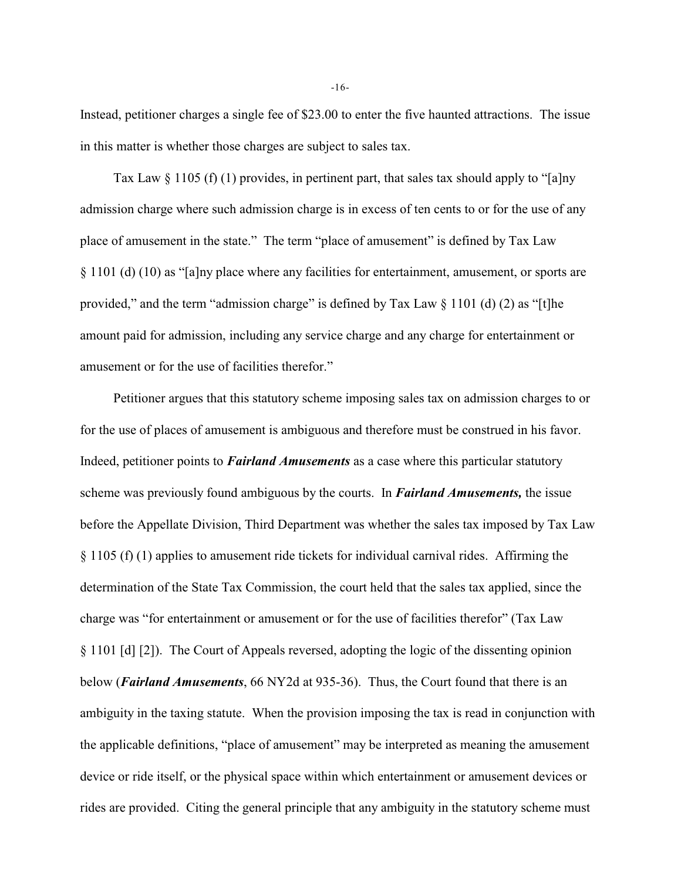Instead, petitioner charges a single fee of $23.00 to enter the five haunted attractions. The issue in this matter is whether those charges are subject to sales tax.

Tax Law § 1105 (f) (1) provides, in pertinent part, that sales tax should apply to "[a]ny admission charge where such admission charge is in excess of ten cents to or for the use of any place of amusement in the state." The term "place of amusement" is defined by Tax Law § 1101 (d) (10) as "[a]ny place where any facilities for entertainment, amusement, or sports are provided," and the term "admission charge" is defined by Tax Law § 1101 (d) (2) as "[t]he amount paid for admission, including any service charge and any charge for entertainment or amusement or for the use of facilities therefor."

Petitioner argues that this statutory scheme imposing sales tax on admission charges to or for the use of places of amusement is ambiguous and therefore must be construed in his favor. Indeed, petitioner points to ***Fairland Amusements*** as a case where this particular statutory scheme was previously found ambiguous by the courts. In ***Fairland Amusements,*** the issue before the Appellate Division, Third Department was whether the sales tax imposed by Tax Law § 1105 (f) (1) applies to amusement ride tickets for individual carnival rides. Affirming the determination of the State Tax Commission, the court held that the sales tax applied, since the charge was "for entertainment or amusement or for the use of facilities therefor" (Tax Law § 1101 [d] [2]). The Court of Appeals reversed, adopting the logic of the dissenting opinion below (***Fairland Amusements***, 66 NY2d at 935-36). Thus, the Court found that there is an ambiguity in the taxing statute. When the provision imposing the tax is read in conjunction with the applicable definitions, "place of amusement" may be interpreted as meaning the amusement device or ride itself, or the physical space within which entertainment or amusement devices or rides are provided. Citing the general principle that any ambiguity in the statutory scheme must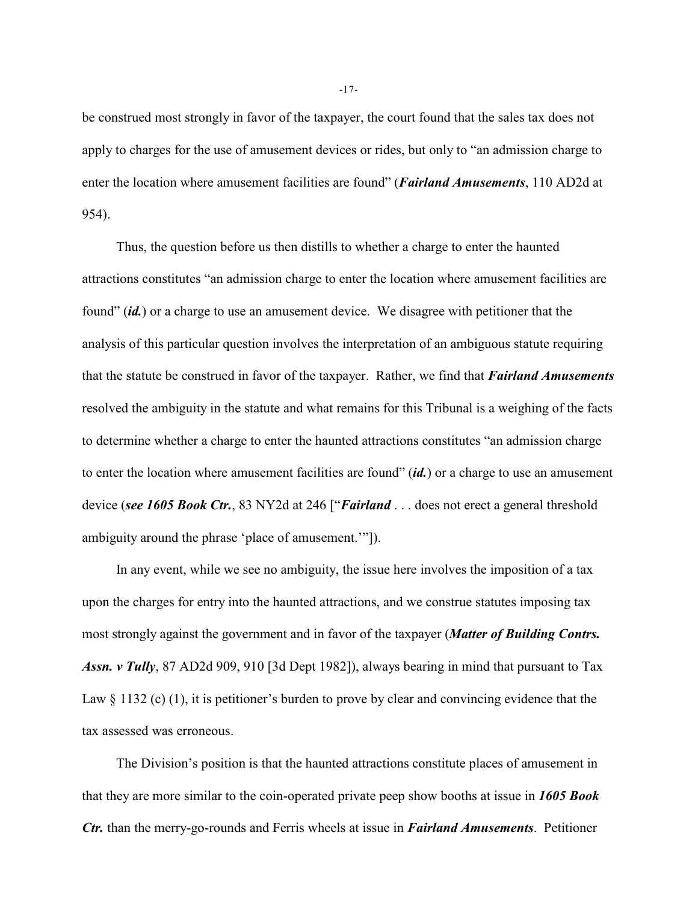be construed most strongly in favor of the taxpayer, the court found that the sales tax does not apply to charges for the use of amusement devices or rides, but only to "an admission charge to enter the location where amusement facilities are found" (***Fairland Amusements***, 110 AD2d at 954).

Thus, the question before us then distills to whether a charge to enter the haunted attractions constitutes "an admission charge to enter the location where amusement facilities are found" (***id.***) or a charge to use an amusement device. We disagree with petitioner that the analysis of this particular question involves the interpretation of an ambiguous statute requiring that the statute be construed in favor of the taxpayer. Rather, we find that ***Fairland Amusements*** resolved the ambiguity in the statute and what remains for this Tribunal is a weighing of the facts to determine whether a charge to enter the haunted attractions constitutes "an admission charge to enter the location where amusement facilities are found" (***id.***) or a charge to use an amusement device (***see 1605 Book Ctr.***, 83 NY2d at 246 ["***Fairland*** . . . does not erect a general threshold ambiguity around the phrase 'place of amusement.'"]).

In any event, while we see no ambiguity, the issue here involves the imposition of a tax upon the charges for entry into the haunted attractions, and we construe statutes imposing tax most strongly against the government and in favor of the taxpayer (***Matter of Building Contrs. Assn. v Tully***, 87 AD2d 909, 910 [3d Dept 1982]), always bearing in mind that pursuant to Tax Law § 1132 (c) (1), it is petitioner's burden to prove by clear and convincing evidence that the tax assessed was erroneous.

The Division's position is that the haunted attractions constitute places of amusement in that they are more similar to the coin-operated private peep show booths at issue in ***1605 Book Ctr.*** than the merry-go-rounds and Ferris wheels at issue in ***Fairland Amusements***. Petitioner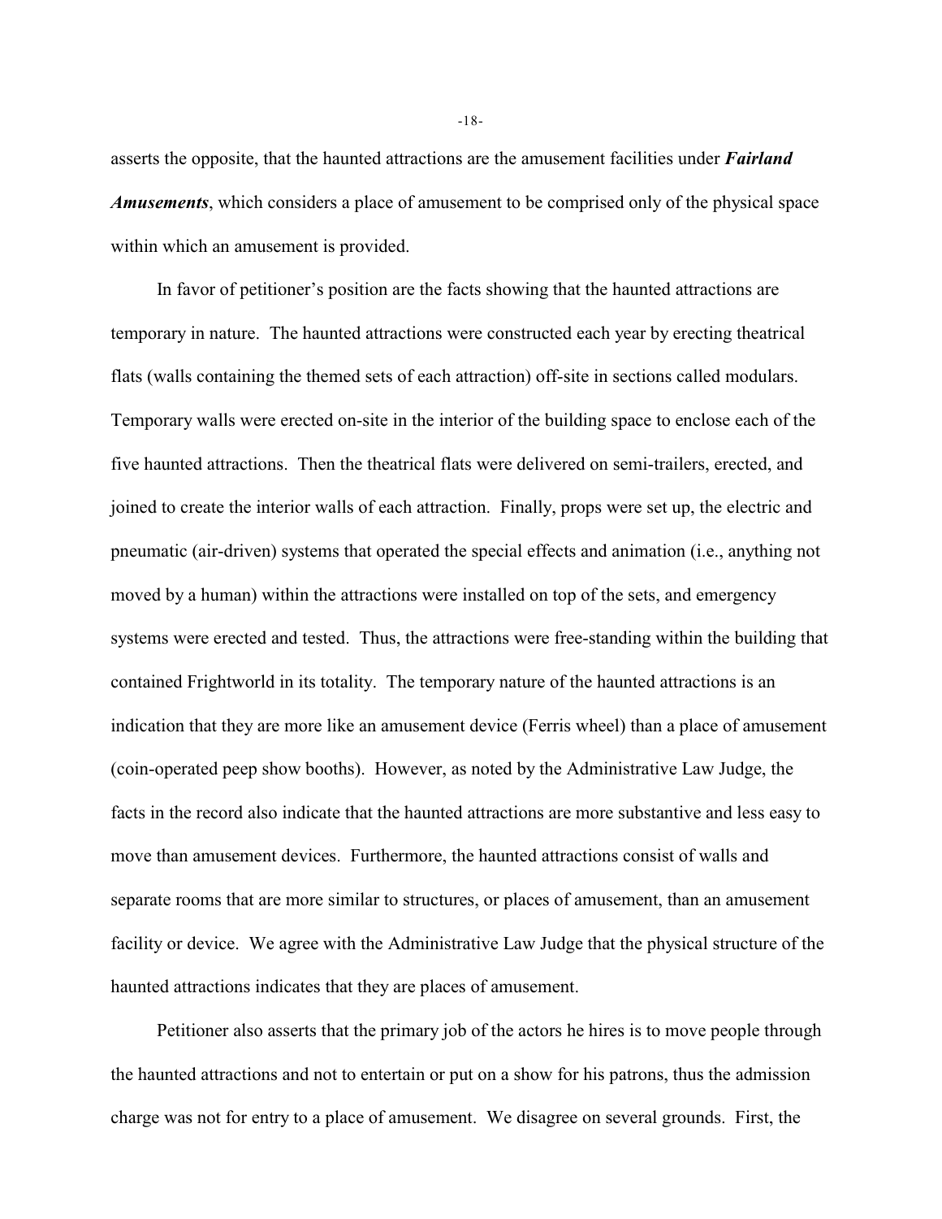asserts the opposite, that the haunted attractions are the amusement facilities under ***Fairland Amusements***, which considers a place of amusement to be comprised only of the physical space within which an amusement is provided.

In favor of petitioner's position are the facts showing that the haunted attractions are temporary in nature. The haunted attractions were constructed each year by erecting theatrical flats (walls containing the themed sets of each attraction) off-site in sections called modulars. Temporary walls were erected on-site in the interior of the building space to enclose each of the five haunted attractions. Then the theatrical flats were delivered on semi-trailers, erected, and joined to create the interior walls of each attraction. Finally, props were set up, the electric and pneumatic (air-driven) systems that operated the special effects and animation (i.e., anything not moved by a human) within the attractions were installed on top of the sets, and emergency systems were erected and tested. Thus, the attractions were free-standing within the building that contained Frightworld in its totality. The temporary nature of the haunted attractions is an indication that they are more like an amusement device (Ferris wheel) than a place of amusement (coin-operated peep show booths). However, as noted by the Administrative Law Judge, the facts in the record also indicate that the haunted attractions are more substantive and less easy to move than amusement devices. Furthermore, the haunted attractions consist of walls and separate rooms that are more similar to structures, or places of amusement, than an amusement facility or device. We agree with the Administrative Law Judge that the physical structure of the haunted attractions indicates that they are places of amusement.

Petitioner also asserts that the primary job of the actors he hires is to move people through the haunted attractions and not to entertain or put on a show for his patrons, thus the admission charge was not for entry to a place of amusement. We disagree on several grounds. First, the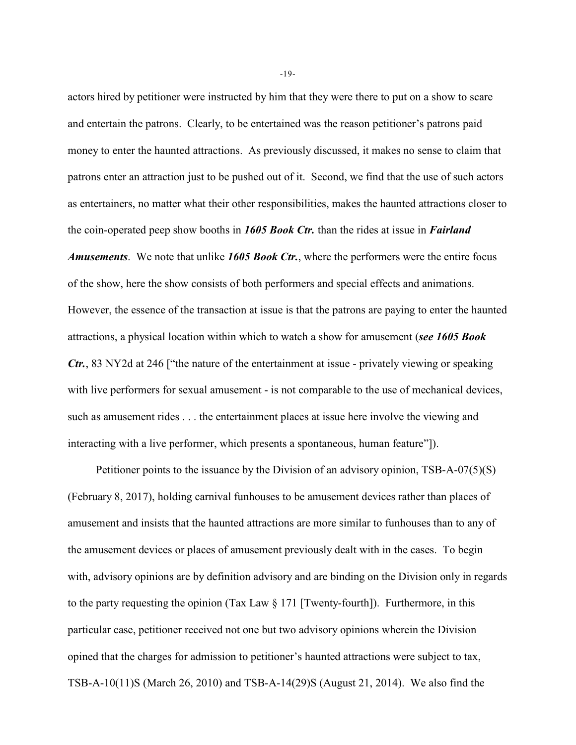actors hired by petitioner were instructed by him that they were there to put on a show to scare and entertain the patrons. Clearly, to be entertained was the reason petitioner's patrons paid money to enter the haunted attractions. As previously discussed, it makes no sense to claim that patrons enter an attraction just to be pushed out of it. Second, we find that the use of such actors as entertainers, no matter what their other responsibilities, makes the haunted attractions closer to the coin-operated peep show booths in ***1605 Book Ctr.*** than the rides at issue in ***Fairland Amusements***. We note that unlike ***1605 Book Ctr.***, where the performers were the entire focus of the show, here the show consists of both performers and special effects and animations. However, the essence of the transaction at issue is that the patrons are paying to enter the haunted attractions, a physical location within which to watch a show for amusement (***see 1605 Book Ctr.***, 83 NY2d at 246 ["the nature of the entertainment at issue - privately viewing or speaking with live performers for sexual amusement - is not comparable to the use of mechanical devices, such as amusement rides . . . the entertainment places at issue here involve the viewing and interacting with a live performer, which presents a spontaneous, human feature"]).

Petitioner points to the issuance by the Division of an advisory opinion, TSB-A-07(5)(S) (February 8, 2017), holding carnival funhouses to be amusement devices rather than places of amusement and insists that the haunted attractions are more similar to funhouses than to any of the amusement devices or places of amusement previously dealt with in the cases. To begin with, advisory opinions are by definition advisory and are binding on the Division only in regards to the party requesting the opinion (Tax Law § 171 [Twenty-fourth]). Furthermore, in this particular case, petitioner received not one but two advisory opinions wherein the Division opined that the charges for admission to petitioner's haunted attractions were subject to tax, TSB-A-10(11)S (March 26, 2010) and TSB-A-14(29)S (August 21, 2014). We also find the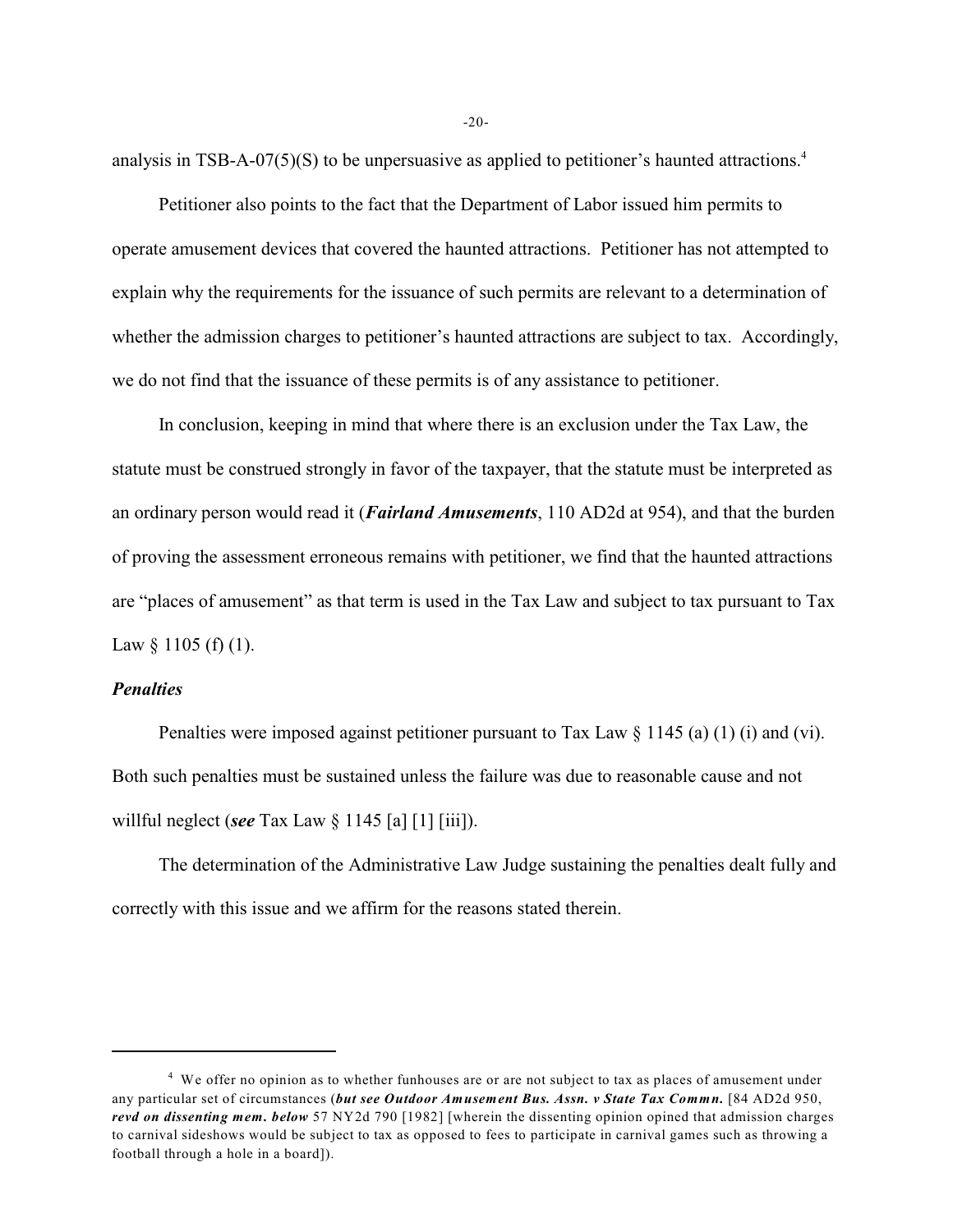analysis in TSB-A-07(5)(S) to be unpersuasive as applied to petitioner's haunted attractions.[4]

Petitioner also points to the fact that the Department of Labor issued him permits to operate amusement devices that covered the haunted attractions. Petitioner has not attempted to explain why the requirements for the issuance of such permits are relevant to a determination of whether the admission charges to petitioner's haunted attractions are subject to tax. Accordingly, we do not find that the issuance of these permits is of any assistance to petitioner.

In conclusion, keeping in mind that where there is an exclusion under the Tax Law, the statute must be construed strongly in favor of the taxpayer, that the statute must be interpreted as an ordinary person would read it (***Fairland Amusements***, 110 AD2d at 954), and that the burden of proving the assessment erroneous remains with petitioner, we find that the haunted attractions are "places of amusement" as that term is used in the Tax Law and subject to tax pursuant to Tax Law § 1105 (f) (1).

***Penalties***

Penalties were imposed against petitioner pursuant to Tax Law § 1145 (a) (1) (i) and (vi). Both such penalties must be sustained unless the failure was due to reasonable cause and not willful neglect (***see*** Tax Law § 1145 [a] [1] [iii]).

The determination of the Administrative Law Judge sustaining the penalties dealt fully and correctly with this issue and we affirm for the reasons stated therein.

---

[4] We offer no opinion as to whether funhouses are or are not subject to tax as places of amusement under any particular set of circumstances (***but see Outdoor Amusement Bus. Assn. v State Tax Commn.*** [84 AD2d 950, ***revd on dissenting mem. below*** 57 NY2d 790 [1982] [wherein the dissenting opinion opined that admission charges to carnival sideshows would be subject to tax as opposed to fees to participate in carnival games such as throwing a football through a hole in a board]).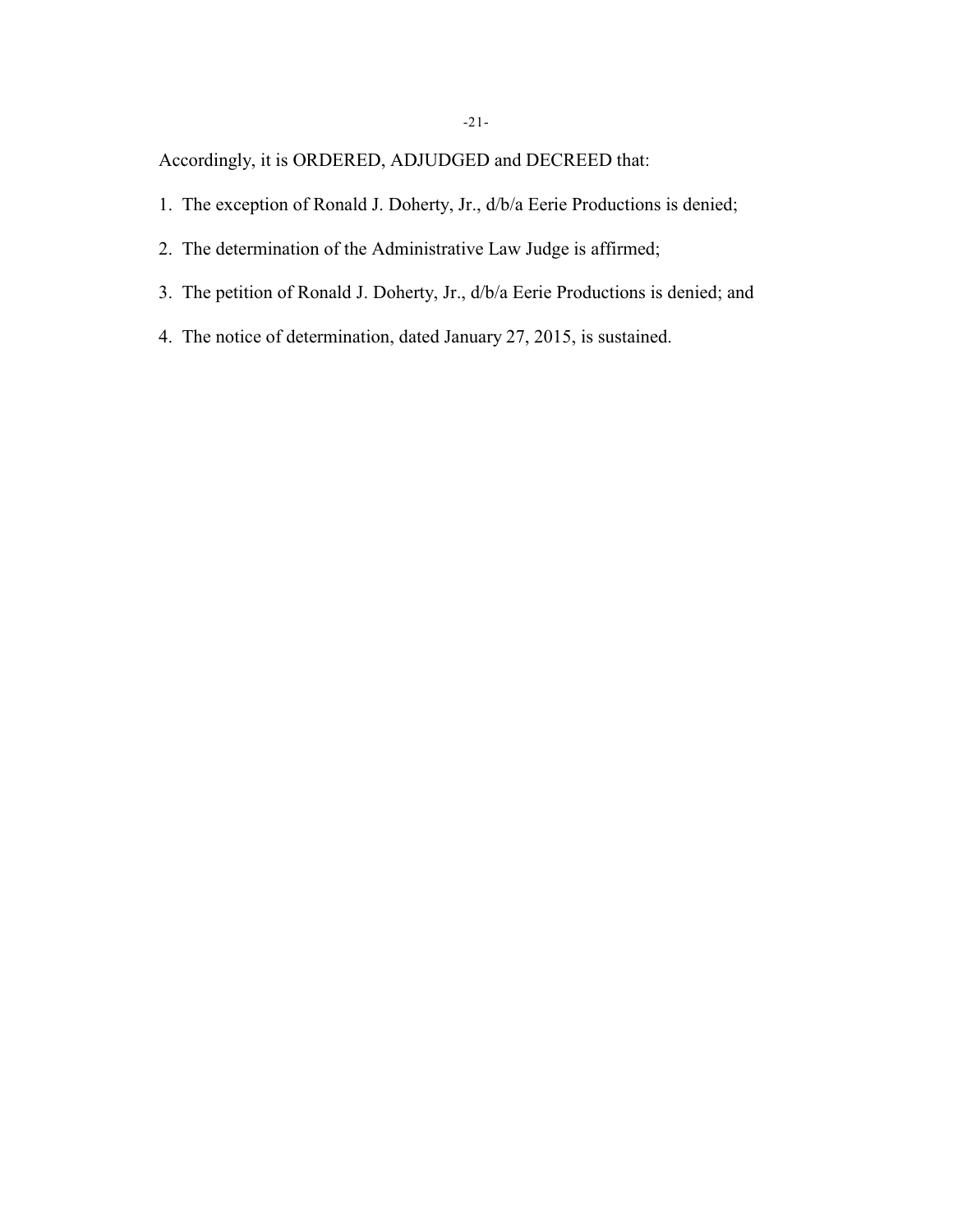Accordingly, it is ORDERED, ADJUDGED and DECREED that:

1. The exception of Ronald J. Doherty, Jr., d/b/a Eerie Productions is denied;
2. The determination of the Administrative Law Judge is affirmed;
3. The petition of Ronald J. Doherty, Jr., d/b/a Eerie Productions is denied; and
4. The notice of determination, dated January 27, 2015, is sustained.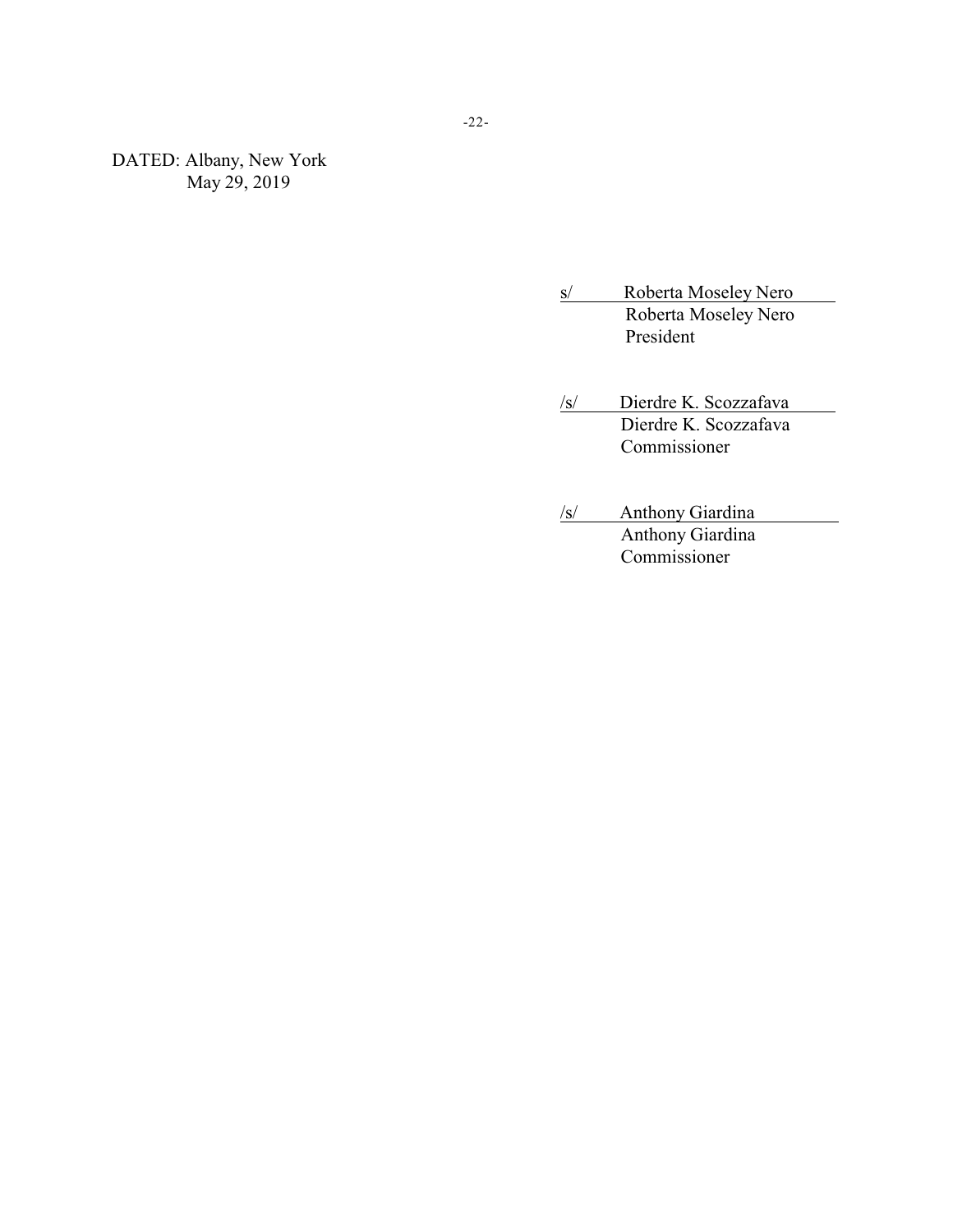DATED: Albany, New York
May 29, 2019

s/ Roberta Moseley Nero
Roberta Moseley Nero
President

/s/ Dierdre K. Scozzafava
Dierdre K. Scozzafava
Commissioner

/s/ Anthony Giardina
Anthony Giardina
Commissioner